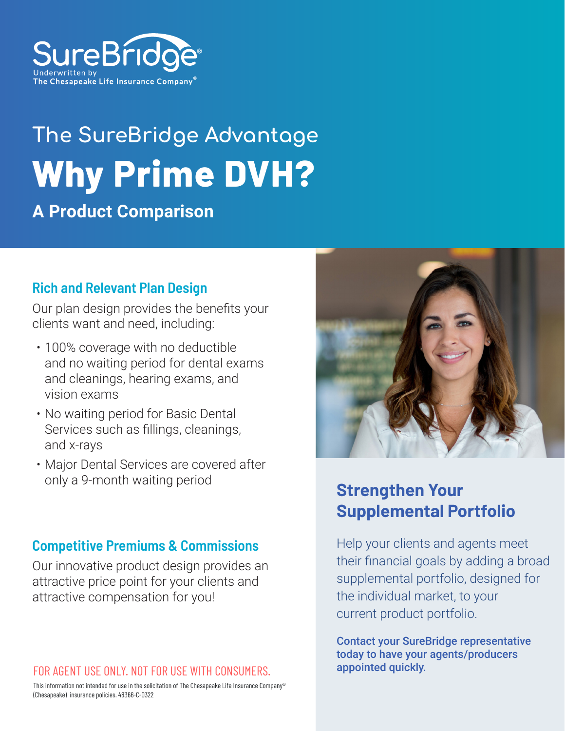SureBridge®

Underwritten by The Chesapeake Life Insurance Company®

## The SureBridge Advantage

# Why Prime DVH?

## A Product Comparison

### Rich and Relevant Plan Design

Our plan design provides the benefits your clients want and need, including:

- 100% coverage with no deductible and no waiting period for dental exams and cleanings, hearing exams, and vision exams
- No waiting period for Basic Dental Services such as fillings, cleanings, and x-rays
- Major Dental Services are covered after only a 9-month waiting period

### Competitive Premiums & Commissions

Our innovative product design provides an attractive price point for your clients and attractive compensation for you!

### Strengthen Your Supplemental Portfolio

Help your clients and agents meet their financial goals by adding a broad supplemental portfolio, designed for the individual market, to your current product portfolio.

**Contact your SureBridge representative today to have your agents/producers appointed quickly.**

FOR AGENT USE ONLY. NOT FOR USE WITH CONSUMERS.

This information not intended for use in the solicitation of The Chesapeake Life Insurance Company® (Chesapeake) insurance policies. 48366-C-0322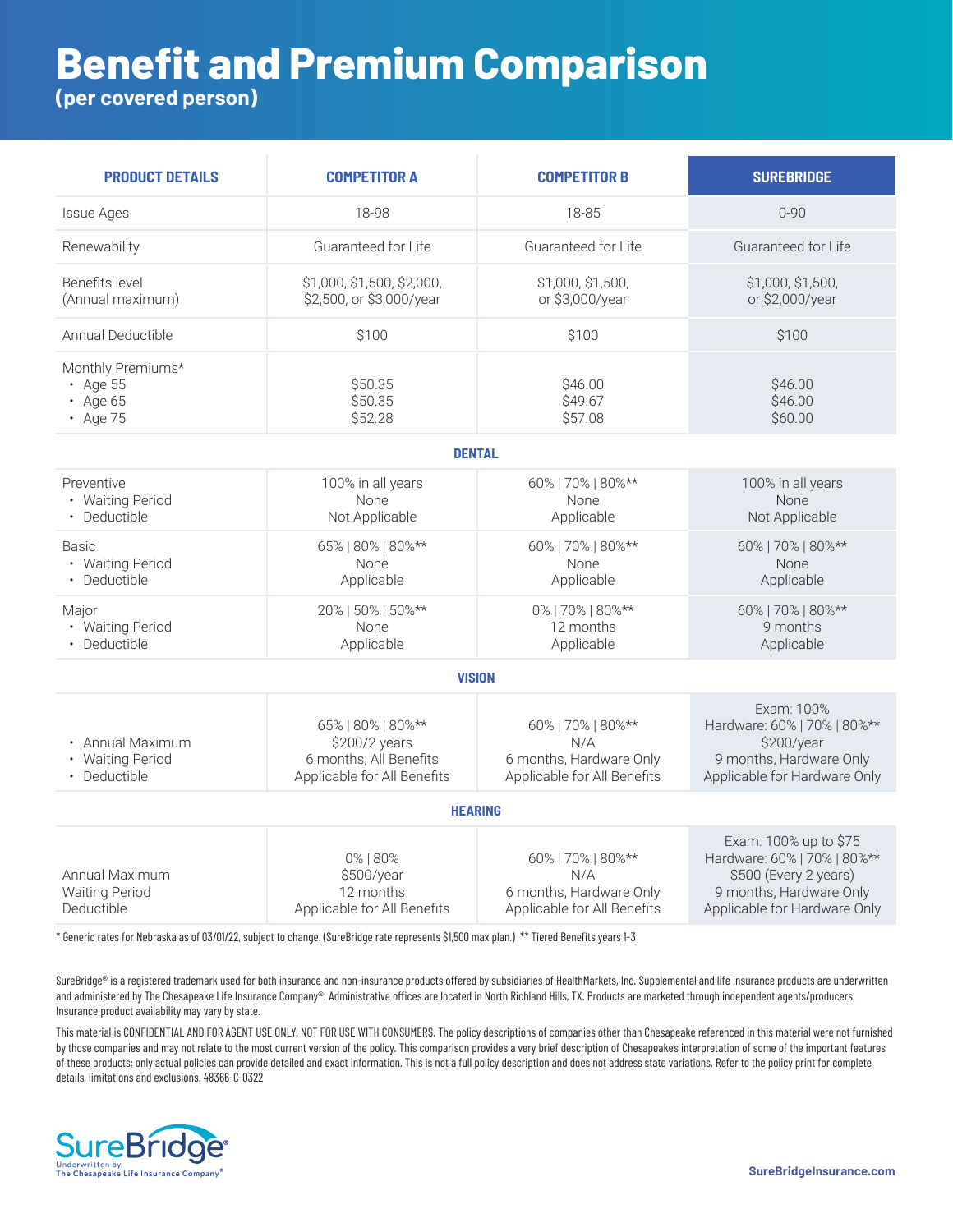# Benefit and Premium Comparison

## (per covered person)

| PRODUCT DETAILS | COMPETITOR A | COMPETITOR B | SUREBRIDGE |
|---|---|---|---|
| Issue Ages | 18-98 | 18-85 | 0-90 |
| Renewability | Guaranteed for Life | Guaranteed for Life | Guaranteed for Life |
| Benefits level (Annual maximum) | $1,000, $1,500, $2,000, $2,500, or $3,000/year | $1,000, $1,500, or $3,000/year | $1,000, $1,500, or $2,000/year |
| Annual Deductible | $100 | $100 | $100 |
| Monthly Premiums*<br>• Age 55<br>• Age 65<br>• Age 75 | <br>$50.35<br>$50.35<br>$52.28 | <br>$46.00<br>$49.67<br>$57.08 | <br>$46.00<br>$46.00<br>$60.00 |
| **DENTAL** | | | |
| Preventive<br>• Waiting Period<br>• Deductible | 100% in all years<br>None<br>Not Applicable | 60% \| 70% \| 80%**<br>None<br>Applicable | 100% in all years<br>None<br>Not Applicable |
| Basic<br>• Waiting Period<br>• Deductible | 65% \| 80% \| 80%**<br>None<br>Applicable | 60% \| 70% \| 80%**<br>None<br>Applicable | 60% \| 70% \| 80%**<br>None<br>Applicable |
| Major<br>• Waiting Period<br>• Deductible | 20% \| 50% \| 50%**<br>None<br>Applicable | 0% \| 70% \| 80%**<br>12 months<br>Applicable | 60% \| 70% \| 80%**<br>9 months<br>Applicable |
| **VISION** | | | |
| • Annual Maximum<br>• Waiting Period<br>• Deductible | 65% \| 80% \| 80%**<br>$200/2 years<br>6 months, All Benefits<br>Applicable for All Benefits | 60% \| 70% \| 80%**<br>N/A<br>6 months, Hardware Only<br>Applicable for All Benefits | Exam: 100%<br>Hardware: 60% \| 70% \| 80%**<br>$200/year<br>9 months, Hardware Only<br>Applicable for Hardware Only |
| **HEARING** | | | |
| Annual Maximum<br>Waiting Period<br>Deductible | 0% \| 80%<br>$500/year<br>12 months<br>Applicable for All Benefits | 60% \| 70% \| 80%**<br>N/A<br>6 months, Hardware Only<br>Applicable for All Benefits | Exam: 100% up to $75<br>Hardware: 60% \| 70% \| 80%**<br>$500 (Every 2 years)<br>9 months, Hardware Only<br>Applicable for Hardware Only |

* Generic rates for Nebraska as of 03/01/22, subject to change. (SureBridge rate represents $1,500 max plan.) ** Tiered Benefits years 1-3

SureBridge® is a registered trademark used for both insurance and non-insurance products offered by subsidiaries of HealthMarkets, Inc. Supplemental and life insurance products are underwritten and administered by The Chesapeake Life Insurance Company®. Administrative offices are located in North Richland Hills, TX. Products are marketed through independent agents/producers. Insurance product availability may vary by state.

This material is CONFIDENTIAL AND FOR AGENT USE ONLY. NOT FOR USE WITH CONSUMERS. The policy descriptions of companies other than Chesapeake referenced in this material were not furnished by those companies and may not relate to the most current version of the policy. This comparison provides a very brief description of Chesapeake's interpretation of some of the important features of these products; only actual policies can provide detailed and exact information. This is not a full policy description and does not address state variations. Refer to the policy print for complete details, limitations and exclusions. 48366-C-0322

SureBridge®
Underwritten by
The Chesapeake Life Insurance Company®

SureBridgeInsurance.com